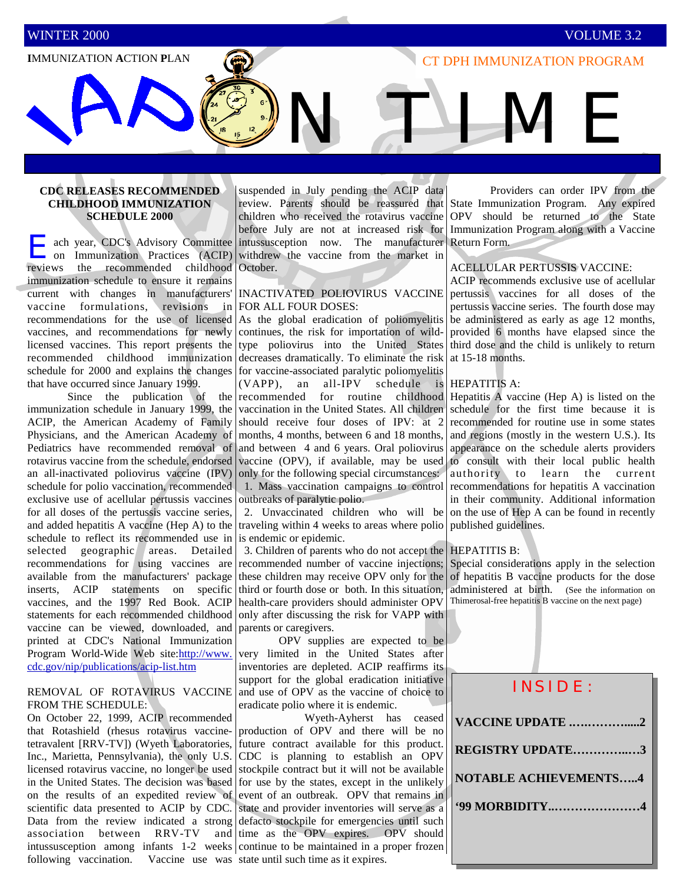WINTER 2000 VOLUME 3.2

**I**MMUNIZATION **A**CTION **P**LAN

CT DPH IMMUNIZATION PROGRAM

# IAP ON TIME

### CDC RELEASES RECOMMENDED CHILDHOOD IMMUNIZATION SCHEDULE 2000

Each year, CDC's Advisory Committee on Immunization Practices (ACIP) reviews the recommended childhood immunization schedule to ensure it remains current with changes in manufacturers' vaccine formulations, revisions in recommendations for the use of licensed vaccines, and recommendations for newly licensed vaccines. This report presents the recommended childhood immunization schedule for 2000 and explains the changes that have occurred since January 1999.

Since the publication of the immunization schedule in January 1999, the ACIP, the American Academy of Family Physicians, and the American Academy of Pediatrics have recommended removal of rotavirus vaccine from the schedule, endorsed an all-inactivated poliovirus vaccine (IPV) schedule for polio vaccination, recommended exclusive use of acellular pertussis vaccines for all doses of the pertussis vaccine series, and added hepatitis A vaccine (Hep A) to the schedule to reflect its recommended use in selected geographic areas. Detailed recommendations for using vaccines are available from the manufacturers' package inserts, ACIP statements on specific vaccines, and the 1997 Red Book. ACIP statements for each recommended childhood vaccine can be viewed, downloaded, and printed at CDC's National Immunization Program World-Wide Web site:http://www.cdc.gov/nip/publications/acip-list.htm

REMOVAL OF ROTAVIRUS VACCINE FROM THE SCHEDULE:

On October 22, 1999, ACIP recommended that Rotashield (rhesus rotavirus vaccine-tetravalent [RRV-TV]) (Wyeth Laboratories, Inc., Marietta, Pennsylvania), the only U.S. licensed rotavirus vaccine, no longer be used in the United States. The decision was based on the results of an expedited review of scientific data presented to ACIP by CDC. Data from the review indicated a strong association between RRV-TV and intussusception among infants 1-2 weeks following vaccination. Vaccine use was suspended in July pending the ACIP data review. Parents should be reassured that children who received the rotavirus vaccine before July are not at increased risk for intussusception now. The manufacturer withdrew the vaccine from the market in October.

INACTIVATED POLIOVIRUS VACCINE FOR ALL FOUR DOSES:

As the global eradication of poliomyelitis continues, the risk for importation of wild-type poliovirus into the United States decreases dramatically. To eliminate the risk for vaccine-associated paralytic poliomyelitis (VAPP), an all-IPV schedule is recommended for routine childhood vaccination in the United States. All children should receive four doses of IPV: at 2 months, 4 months, between 6 and 18 months, and between 4 and 6 years. Oral poliovirus vaccine (OPV), if available, may be used only for the following special circumstances:

1. Mass vaccination campaigns to control outbreaks of paralytic polio.
2. Unvaccinated children who will be traveling within 4 weeks to areas where polio is endemic or epidemic.
3. Children of parents who do not accept the recommended number of vaccine injections; these children may receive OPV only for the third or fourth dose or both. In this situation, health-care providers should administer OPV only after discussing the risk for VAPP with parents or caregivers.

OPV supplies are expected to be very limited in the United States after inventories are depleted. ACIP reaffirms its support for the global eradication initiative and use of OPV as the vaccine of choice to eradicate polio where it is endemic.

Wyeth-Ayherst has ceased production of OPV and there will be no future contract available for this product. CDC is planning to establish an OPV stockpile contract but it will not be available for use by the states, except in the unlikely event of an outbreak. OPV that remains in state and provider inventories will serve as a defacto stockpile for emergencies until such time as the OPV expires. OPV should continue to be maintained in a proper frozen state until such time as it expires.

Providers can order IPV from the State Immunization Program. Any expired OPV should be returned to the State Immunization Program along with a Vaccine Return Form.

ACELLULAR PERTUSSIS VACCINE:

ACIP recommends exclusive use of acellular pertussis vaccines for all doses of the pertussis vaccine series. The fourth dose may be administered as early as age 12 months, provided 6 months have elapsed since the third dose and the child is unlikely to return at 15-18 months.

HEPATITIS A:

Hepatitis A vaccine (Hep A) is listed on the schedule for the first time because it is recommended for routine use in some states and regions (mostly in the western U.S.). Its appearance on the schedule alerts providers to consult with their local public health authority to learn the current recommendations for hepatitis A vaccination in their community. Additional information on the use of Hep A can be found in recently published guidelines.

HEPATITIS B:

Special considerations apply in the selection of hepatitis B vaccine products for the dose administered at birth. (See the information on Thimerosal-free hepatitis B vaccine on the next page)

| INSIDE: |
|---|
| **VACCINE UPDATE ……………....2** |
| **REGISTRY UPDATE…………..…3** |
| **NOTABLE ACHIEVEMENTS…..4** |
| **'99 MORBIDITY..…………………4** |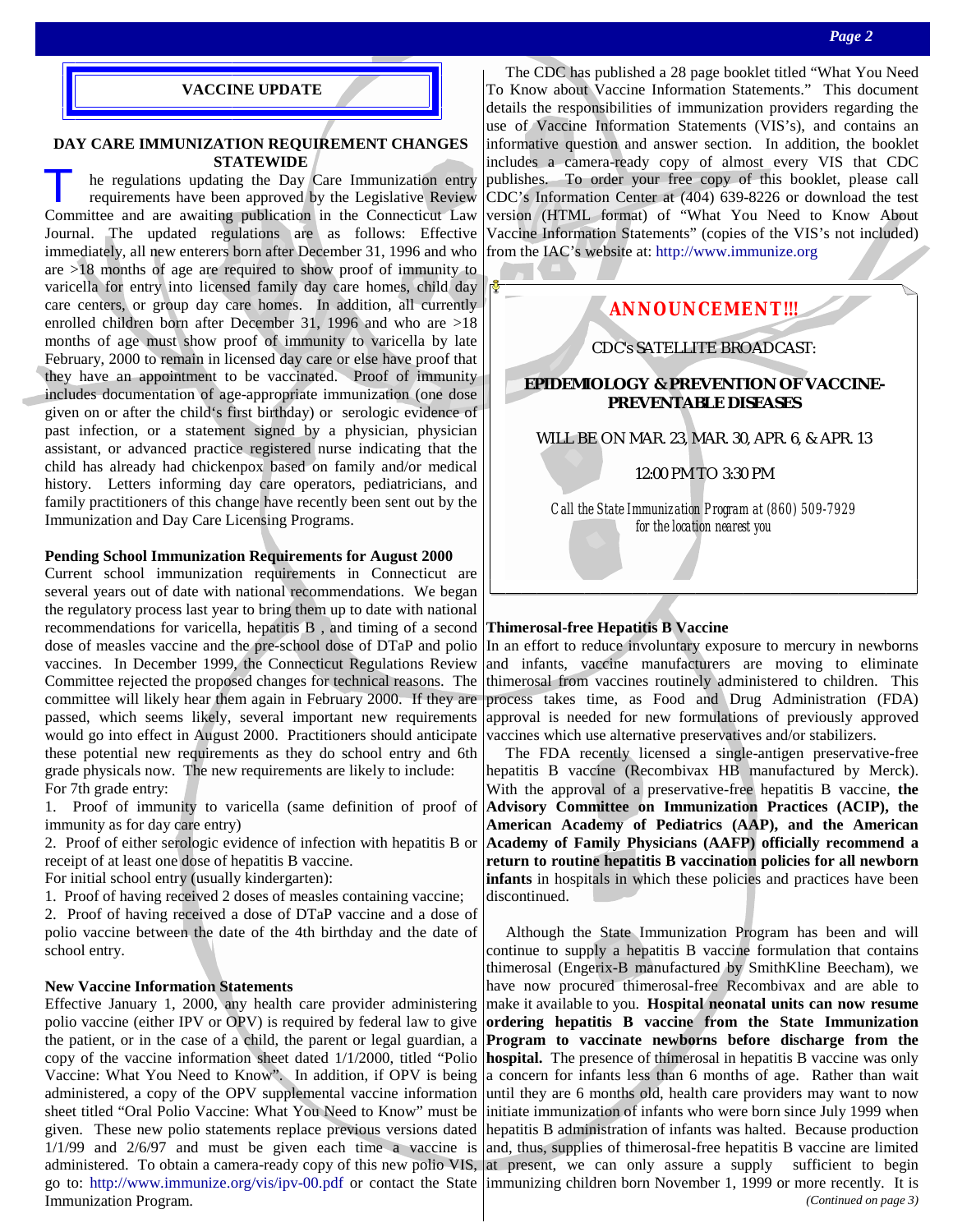## VACCINE UPDATE

### DAY CARE IMMUNIZATION REQUIREMENT CHANGES STATEWIDE

The regulations updating the Day Care Immunization entry requirements have been approved by the Legislative Review Committee and are awaiting publication in the Connecticut Law Journal. The updated regulations are as follows: Effective immediately, all new enterers born after December 31, 1996 and who are >18 months of age are required to show proof of immunity to varicella for entry into licensed family day care homes, child day care centers, or group day care homes. In addition, all currently enrolled children born after December 31, 1996 and who are >18 months of age must show proof of immunity to varicella by late February, 2000 to remain in licensed day care or else have proof that they have an appointment to be vaccinated. Proof of immunity includes documentation of age-appropriate immunization (one dose given on or after the child's first birthday) or serologic evidence of past infection, or a statement signed by a physician, physician assistant, or advanced practice registered nurse indicating that the child has already had chickenpox based on family and/or medical history. Letters informing day care operators, pediatricians, and family practitioners of this change have recently been sent out by the Immunization and Day Care Licensing Programs.

**Pending School Immunization Requirements for August 2000**

Current school immunization requirements in Connecticut are several years out of date with national recommendations. We began the regulatory process last year to bring them up to date with national recommendations for varicella, hepatitis B , and timing of a second dose of measles vaccine and the pre-school dose of DTaP and polio vaccines. In December 1999, the Connecticut Regulations Review Committee rejected the proposed changes for technical reasons. The committee will likely hear them again in February 2000. If they are passed, which seems likely, several important new requirements would go into effect in August 2000. Practitioners should anticipate these potential new requirements as they do school entry and 6th grade physicals now. The new requirements are likely to include:

For 7th grade entry:

1. Proof of immunity to varicella (same definition of proof of immunity as for day care entry)
2. Proof of either serologic evidence of infection with hepatitis B or receipt of at least one dose of hepatitis B vaccine.

For initial school entry (usually kindergarten):

1. Proof of having received 2 doses of measles containing vaccine;
2. Proof of having received a dose of DTaP vaccine and a dose of polio vaccine between the date of the 4th birthday and the date of school entry.

**New Vaccine Information Statements**

Effective January 1, 2000, any health care provider administering polio vaccine (either IPV or OPV) is required by federal law to give the patient, or in the case of a child, the parent or legal guardian, a copy of the vaccine information sheet dated 1/1/2000, titled "Polio Vaccine: What You Need to Know". In addition, if OPV is being administered, a copy of the OPV supplemental vaccine information sheet titled "Oral Polio Vaccine: What You Need to Know" must be given. These new polio statements replace previous versions dated 1/1/99 and 2/6/97 and must be given each time a vaccine is administered. To obtain a camera-ready copy of this new polio VIS, go to: http://www.immunize.org/vis/ipv-00.pdf or contact the State Immunization Program.

The CDC has published a 28 page booklet titled "What You Need To Know about Vaccine Information Statements." This document details the responsibilities of immunization providers regarding the use of Vaccine Information Statements (VIS's), and contains an informative question and answer section. In addition, the booklet includes a camera-ready copy of almost every VIS that CDC publishes. To order your free copy of this booklet, please call CDC's Information Center at (404) 639-8226 or download the test version (HTML format) of "What You Need to Know About Vaccine Information Statements" (copies of the VIS's not included) from the IAC's website at: http://www.immunize.org

---

**ANNOUNCEMENT!!!**

CDC's SATELLITE BROADCAST:

**EPIDEMIOLOGY & PREVENTION OF VACCINE-PREVENTABLE DISEASES**

WILL BE ON MAR. 23, MAR. 30, APR. 6, & APR. 13

12:00 PM TO 3:30 PM

*Call the State Immunization Program at (860) 509-7929 for the location nearest you*

---

**Thimerosal-free Hepatitis B Vaccine**

In an effort to reduce involuntary exposure to mercury in newborns and infants, vaccine manufacturers are moving to eliminate thimerosal from vaccines routinely administered to children. This process takes time, as Food and Drug Administration (FDA) approval is needed for new formulations of previously approved vaccines which use alternative preservatives and/or stabilizers.

The FDA recently licensed a single-antigen preservative-free hepatitis B vaccine (Recombivax HB manufactured by Merck). With the approval of a preservative-free hepatitis B vaccine, **the Advisory Committee on Immunization Practices (ACIP), the American Academy of Pediatrics (AAP), and the American Academy of Family Physicians (AAFP) officially recommend a return to routine hepatitis B vaccination policies for all newborn infants** in hospitals in which these policies and practices have been discontinued.

Although the State Immunization Program has been and will continue to supply a hepatitis B vaccine formulation that contains thimerosal (Engerix-B manufactured by SmithKline Beecham), we have now procured thimerosal-free Recombivax and are able to make it available to you. **Hospital neonatal units can now resume ordering hepatitis B vaccine from the State Immunization Program to vaccinate newborns before discharge from the hospital.** The presence of thimerosal in hepatitis B vaccine was only a concern for infants less than 6 months of age. Rather than wait until they are 6 months old, health care providers may want to now initiate immunization of infants who were born since July 1999 when hepatitis B administration of infants was halted. Because production and, thus, supplies of thimerosal-free hepatitis B vaccine are limited at present, we can only assure a supply sufficient to begin immunizing children born November 1, 1999 or more recently. It is

*(Continued on page 3)*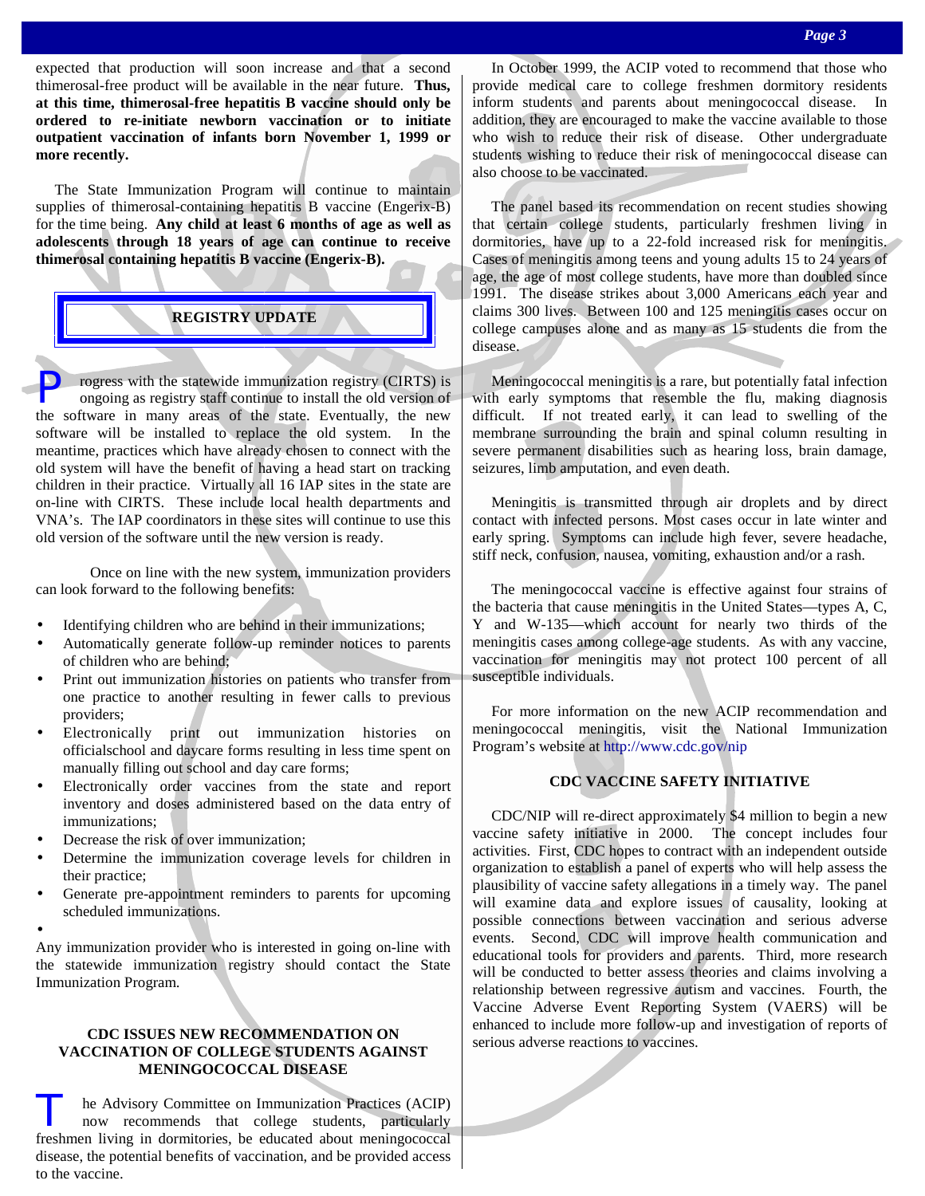expected that production will soon increase and that a second thimerosal-free product will be available in the near future. **Thus, at this time, thimerosal-free hepatitis B vaccine should only be ordered to re-initiate newborn vaccination or to initiate outpatient vaccination of infants born November 1, 1999 or more recently.**

The State Immunization Program will continue to maintain supplies of thimerosal-containing hepatitis B vaccine (Engerix-B) for the time being. **Any child at least 6 months of age as well as adolescents through 18 years of age can continue to receive thimerosal containing hepatitis B vaccine (Engerix-B).**

## REGISTRY UPDATE

Progress with the statewide immunization registry (CIRTS) is ongoing as registry staff continue to install the old version of the software in many areas of the state. Eventually, the new software will be installed to replace the old system. In the meantime, practices which have already chosen to connect with the old system will have the benefit of having a head start on tracking children in their practice. Virtually all 16 IAP sites in the state are on-line with CIRTS. These include local health departments and VNA's. The IAP coordinators in these sites will continue to use this old version of the software until the new version is ready.

Once on line with the new system, immunization providers can look forward to the following benefits:

- Identifying children who are behind in their immunizations;
- Automatically generate follow-up reminder notices to parents of children who are behind;
- Print out immunization histories on patients who transfer from one practice to another resulting in fewer calls to previous providers;
- Electronically print out immunization histories on officialschool and daycare forms resulting in less time spent on manually filling out school and day care forms;
- Electronically order vaccines from the state and report inventory and doses administered based on the data entry of immunizations;
- Decrease the risk of over immunization;
- Determine the immunization coverage levels for children in their practice;
- Generate pre-appointment reminders to parents for upcoming scheduled immunizations.

Any immunization provider who is interested in going on-line with the statewide immunization registry should contact the State Immunization Program.

## CDC ISSUES NEW RECOMMENDATION ON VACCINATION OF COLLEGE STUDENTS AGAINST MENINGOCOCCAL DISEASE

The Advisory Committee on Immunization Practices (ACIP) now recommends that college students, particularly freshmen living in dormitories, be educated about meningococcal disease, the potential benefits of vaccination, and be provided access to the vaccine.

In October 1999, the ACIP voted to recommend that those who provide medical care to college freshmen dormitory residents inform students and parents about meningococcal disease. In addition, they are encouraged to make the vaccine available to those who wish to reduce their risk of disease. Other undergraduate students wishing to reduce their risk of meningococcal disease can also choose to be vaccinated.

The panel based its recommendation on recent studies showing that certain college students, particularly freshmen living in dormitories, have up to a 22-fold increased risk for meningitis. Cases of meningitis among teens and young adults 15 to 24 years of age, the age of most college students, have more than doubled since 1991. The disease strikes about 3,000 Americans each year and claims 300 lives. Between 100 and 125 meningitis cases occur on college campuses alone and as many as 15 students die from the disease.

Meningococcal meningitis is a rare, but potentially fatal infection with early symptoms that resemble the flu, making diagnosis difficult. If not treated early, it can lead to swelling of the membrane surrounding the brain and spinal column resulting in severe permanent disabilities such as hearing loss, brain damage, seizures, limb amputation, and even death.

Meningitis is transmitted through air droplets and by direct contact with infected persons. Most cases occur in late winter and early spring. Symptoms can include high fever, severe headache, stiff neck, confusion, nausea, vomiting, exhaustion and/or a rash.

The meningococcal vaccine is effective against four strains of the bacteria that cause meningitis in the United States—types A, C, Y and W-135—which account for nearly two thirds of the meningitis cases among college-age students. As with any vaccine, vaccination for meningitis may not protect 100 percent of all susceptible individuals.

For more information on the new ACIP recommendation and meningococcal meningitis, visit the National Immunization Program's website at http://www.cdc.gov/nip

## CDC VACCINE SAFETY INITIATIVE

CDC/NIP will re-direct approximately $4 million to begin a new vaccine safety initiative in 2000. The concept includes four activities. First, CDC hopes to contract with an independent outside organization to establish a panel of experts who will help assess the plausibility of vaccine safety allegations in a timely way. The panel will examine data and explore issues of causality, looking at possible connections between vaccination and serious adverse events. Second, CDC will improve health communication and educational tools for providers and parents. Third, more research will be conducted to better assess theories and claims involving a relationship between regressive autism and vaccines. Fourth, the Vaccine Adverse Event Reporting System (VAERS) will be enhanced to include more follow-up and investigation of reports of serious adverse reactions to vaccines.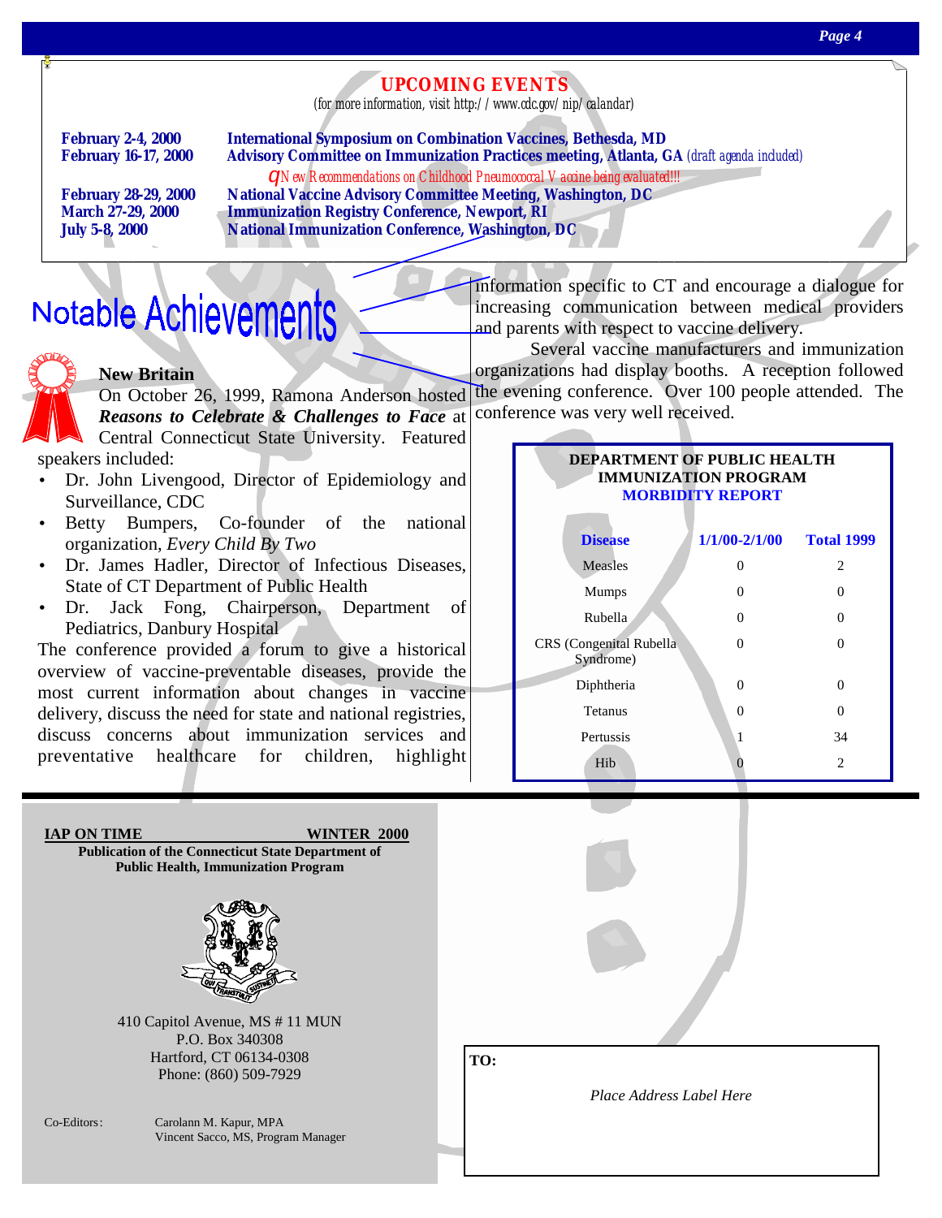## UPCOMING EVENTS

*(for more information, visit http://www.cdc.gov/nip/calandar)*

**February 2-4, 2000** — **International Symposium on Combination Vaccines, Bethesda, MD**

**February 16-17, 2000** — **Advisory Committee on Immunization Practices meeting, Atlanta, GA** *(draft agenda included)*

*New Recommendations on Childhood Pneumococcal Vaccine being evaluated!!!*

**February 28-29, 2000** — **National Vaccine Advisory Committee Meeting, Washington, DC**

**March 27-29, 2000** — **Immunization Registry Conference, Newport, RI**

**July 5-8, 2000** — **National Immunization Conference, Washington, DC**

# Notable Achievements

### New Britain

On October 26, 1999, Ramona Anderson hosted ***Reasons to Celebrate & Challenges to Face*** at Central Connecticut State University. Featured speakers included:

- Dr. John Livengood, Director of Epidemiology and Surveillance, CDC
- Betty Bumpers, Co-founder of the national organization, *Every Child By Two*
- Dr. James Hadler, Director of Infectious Diseases, State of CT Department of Public Health
- Dr. Jack Fong, Chairperson, Department of Pediatrics, Danbury Hospital

The conference provided a forum to give a historical overview of vaccine-preventable diseases, provide the most current information about changes in vaccine delivery, discuss the need for state and national registries, discuss concerns about immunization services and preventative healthcare for children, highlight information specific to CT and encourage a dialogue for increasing communication between medical providers and parents with respect to vaccine delivery.

Several vaccine manufacturers and immunization organizations had display booths. A reception followed the evening conference. Over 100 people attended. The conference was very well received.

**DEPARTMENT OF PUBLIC HEALTH**
**IMMUNIZATION PROGRAM**
**MORBIDITY REPORT**

| Disease | 1/1/00-2/1/00 | Total 1999 |
|---|---|---|
| Measles | 0 | 2 |
| Mumps | 0 | 0 |
| Rubella | 0 | 0 |
| CRS (Congenital Rubella Syndrome) | 0 | 0 |
| Diphtheria | 0 | 0 |
| Tetanus | 0 | 0 |
| Pertussis | 1 | 34 |
| Hib | 0 | 2 |

**IAP ON TIME** **WINTER 2000**

**Publication of the Connecticut State Department of Public Health, Immunization Program**

410 Capitol Avenue, MS # 11 MUN
P.O. Box 340308
Hartford, CT 06134-0308
Phone: (860) 509-7929

Co-Editors: Carolann M. Kapur, MPA
Vincent Sacco, MS, Program Manager

**TO:**

*Place Address Label Here*